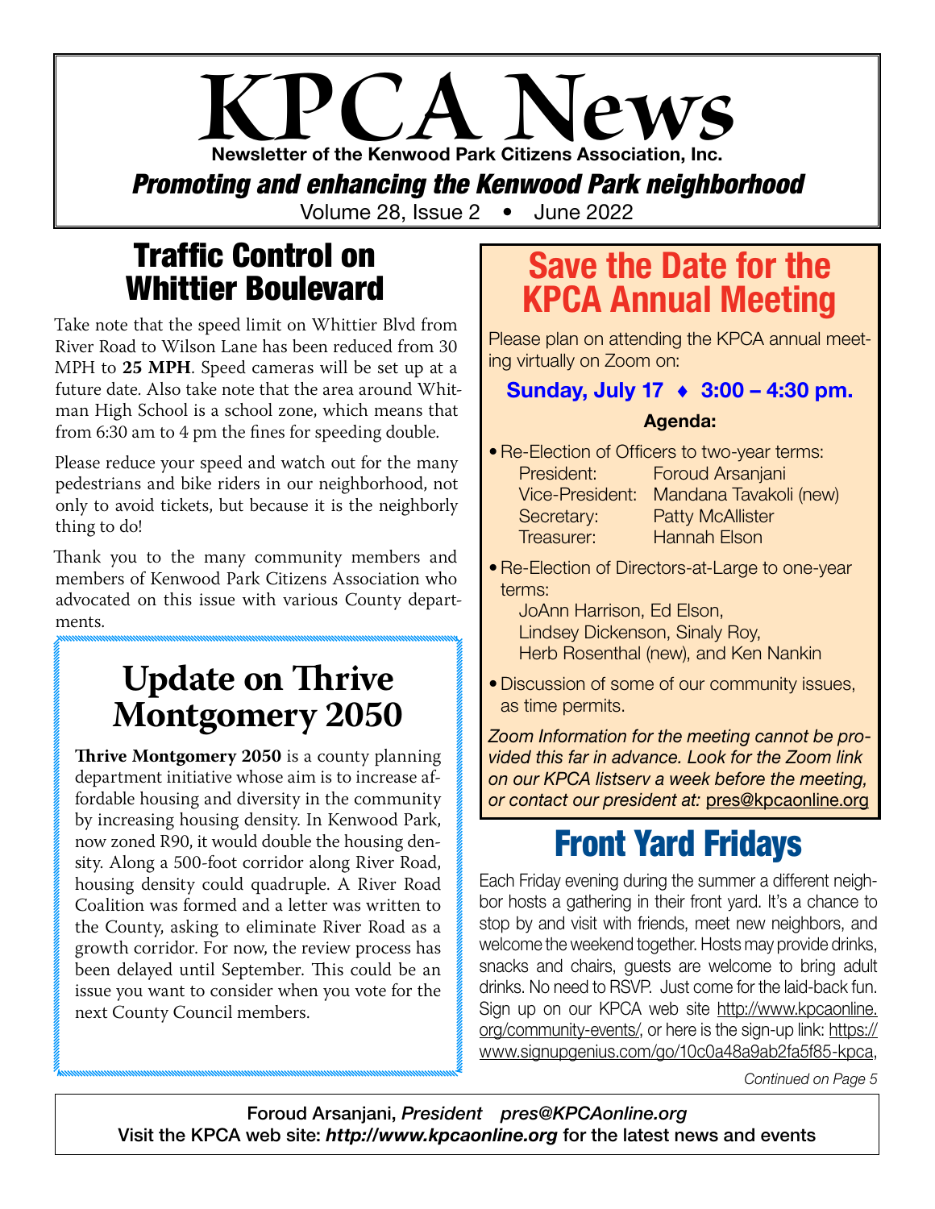# KPCA News

**Newsletter of the Kenwood Park Citizens Association, Inc.**

***Promoting and enhancing the Kenwood Park neighborhood***

Volume 28, Issue 2 • June 2022

## Traffic Control on Whittier Boulevard

Take note that the speed limit on Whittier Blvd from River Road to Wilson Lane has been reduced from 30 MPH to **25 MPH**. Speed cameras will be set up at a future date. Also take note that the area around Whitman High School is a school zone, which means that from 6:30 am to 4 pm the fines for speeding double.

Please reduce your speed and watch out for the many pedestrians and bike riders in our neighborhood, not only to avoid tickets, but because it is the neighborly thing to do!

Thank you to the many community members and members of Kenwood Park Citizens Association who advocated on this issue with various County departments.

## Update on Thrive Montgomery 2050

**Thrive Montgomery 2050** is a county planning department initiative whose aim is to increase affordable housing and diversity in the community by increasing housing density. In Kenwood Park, now zoned R90, it would double the housing density. Along a 500-foot corridor along River Road, housing density could quadruple. A River Road Coalition was formed and a letter was written to the County, asking to eliminate River Road as a growth corridor. For now, the review process has been delayed until September. This could be an issue you want to consider when you vote for the next County Council members.

## Save the Date for the KPCA Annual Meeting

Please plan on attending the KPCA annual meeting virtually on Zoom on:

**Sunday, July 17 ♦ 3:00 – 4:30 pm.**

**Agenda:**

- Re-Election of Officers to two-year terms:
  - President: Foroud Arsanjani
  - Vice-President: Mandana Tavakoli (new)
  - Secretary: Patty McAllister
  - Treasurer: Hannah Elson
- Re-Election of Directors-at-Large to one-year terms:
  JoAnn Harrison, Ed Elson,
  Lindsey Dickenson, Sinaly Roy,
  Herb Rosenthal (new), and Ken Nankin
- Discussion of some of our community issues, as time permits.

*Zoom Information for the meeting cannot be provided this far in advance. Look for the Zoom link on our KPCA listserv a week before the meeting, or contact our president at:* pres@kpcaonline.org

## Front Yard Fridays

Each Friday evening during the summer a different neighbor hosts a gathering in their front yard. It's a chance to stop by and visit with friends, meet new neighbors, and welcome the weekend together. Hosts may provide drinks, snacks and chairs, guests are welcome to bring adult drinks. No need to RSVP. Just come for the laid-back fun. Sign up on our KPCA web site http://www.kpcaonline.org/community-events/, or here is the sign-up link: https://www.signupgenius.com/go/10c0a48a9ab2fa5f85-kpca,

*Continued on Page 5*

Foroud Arsanjani, *President* *pres@KPCAonline.org*
Visit the KPCA web site: ***http://www.kpcaonline.org*** for the latest news and events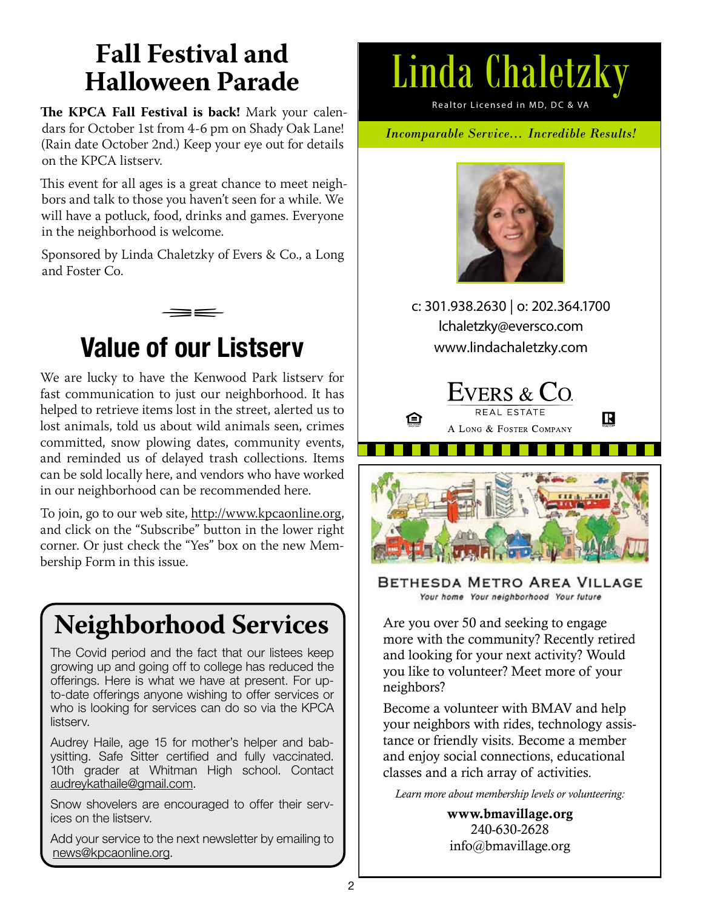# Fall Festival and Halloween Parade

**The KPCA Fall Festival is back!** Mark your calendars for October 1st from 4-6 pm on Shady Oak Lane! (Rain date October 2nd.) Keep your eye out for details on the KPCA listserv.

This event for all ages is a great chance to meet neighbors and talk to those you haven't seen for a while. We will have a potluck, food, drinks and games. Everyone in the neighborhood is welcome.

Sponsored by Linda Chaletzky of Evers & Co., a Long and Foster Co.

# Value of our Listserv

We are lucky to have the Kenwood Park listserv for fast communication to just our neighborhood. It has helped to retrieve items lost in the street, alerted us to lost animals, told us about wild animals seen, crimes committed, snow plowing dates, community events, and reminded us of delayed trash collections. Items can be sold locally here, and vendors who have worked in our neighborhood can be recommended here.

To join, go to our web site, http://www.kpcaonline.org, and click on the "Subscribe" button in the lower right corner. Or just check the "Yes" box on the new Membership Form in this issue.

# Neighborhood Services

The Covid period and the fact that our listees keep growing up and going off to college has reduced the offerings. Here is what we have at present. For up-to-date offerings anyone wishing to offer services or who is looking for services can do so via the KPCA listserv.

Audrey Haile, age 15 for mother's helper and babysitting. Safe Sitter certified and fully vaccinated. 10th grader at Whitman High school. Contact audreykathaile@gmail.com.

Snow shovelers are encouraged to offer their services on the listserv.

Add your service to the next newsletter by emailing to news@kpcaonline.org.

# Linda Chaletzky

Realtor Licensed in MD, DC & VA

*Incomparable Service... Incredible Results!*

c: 301.938.2630 | o: 202.364.1700
lchaletzky@eversco.com
www.lindachaletzky.com

EVERS & CO.
REAL ESTATE
A LONG & FOSTER COMPANY

## BETHESDA METRO AREA VILLAGE

*Your home Your neighborhood Your future*

Are you over 50 and seeking to engage more with the community? Recently retired and looking for your next activity? Would you like to volunteer? Meet more of your neighbors?

Become a volunteer with BMAV and help your neighbors with rides, technology assistance or friendly visits. Become a member and enjoy social connections, educational classes and a rich array of activities.

*Learn more about membership levels or volunteering:*

**www.bmavillage.org**
240-630-2628
info@bmavillage.org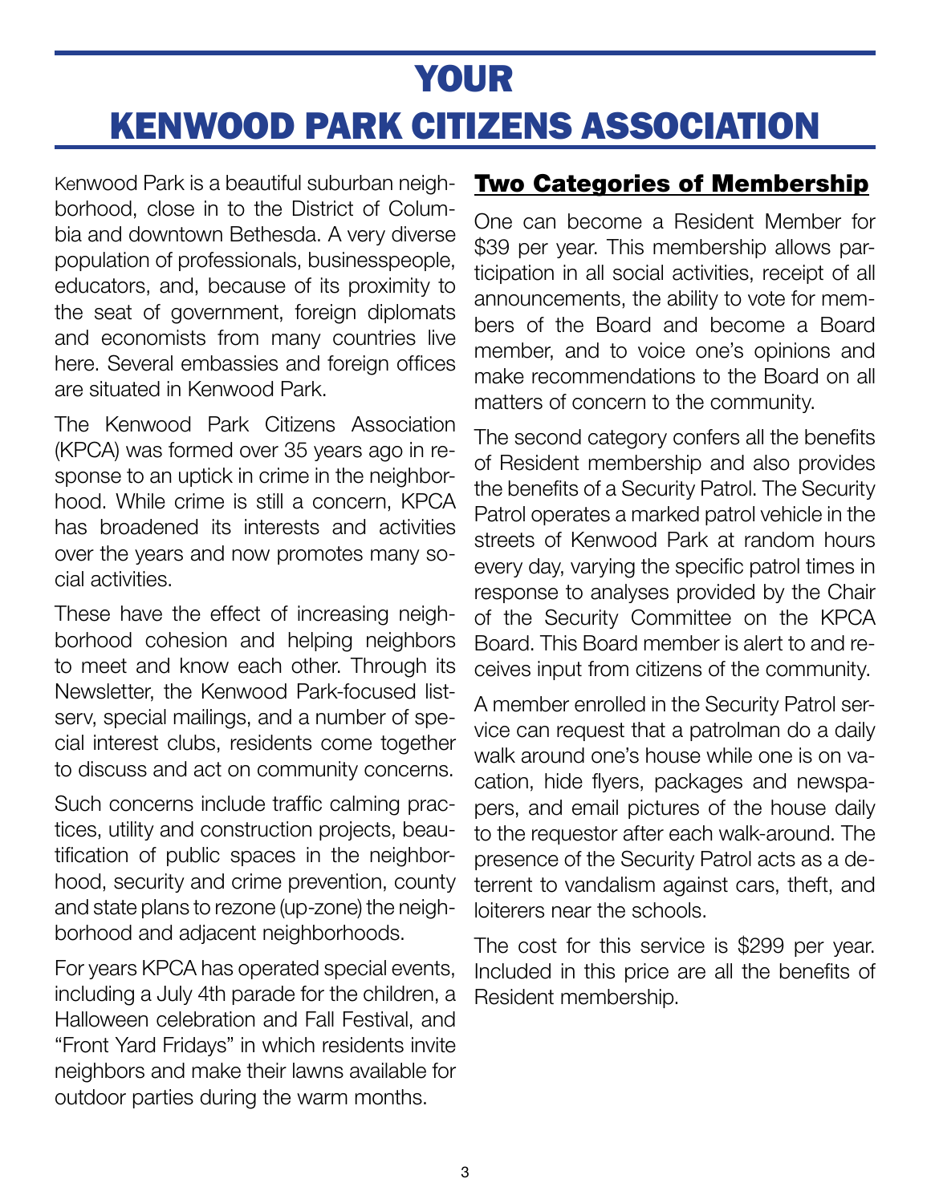# YOUR KENWOOD PARK CITIZENS ASSOCIATION

Kenwood Park is a beautiful suburban neighborhood, close in to the District of Columbia and downtown Bethesda. A very diverse population of professionals, businesspeople, educators, and, because of its proximity to the seat of government, foreign diplomats and economists from many countries live here. Several embassies and foreign offices are situated in Kenwood Park.

The Kenwood Park Citizens Association (KPCA) was formed over 35 years ago in response to an uptick in crime in the neighborhood. While crime is still a concern, KPCA has broadened its interests and activities over the years and now promotes many social activities.

These have the effect of increasing neighborhood cohesion and helping neighbors to meet and know each other. Through its Newsletter, the Kenwood Park-focused listserv, special mailings, and a number of special interest clubs, residents come together to discuss and act on community concerns.

Such concerns include traffic calming practices, utility and construction projects, beautification of public spaces in the neighborhood, security and crime prevention, county and state plans to rezone (up-zone) the neighborhood and adjacent neighborhoods.

For years KPCA has operated special events, including a July 4th parade for the children, a Halloween celebration and Fall Festival, and "Front Yard Fridays" in which residents invite neighbors and make their lawns available for outdoor parties during the warm months.

## Two Categories of Membership

One can become a Resident Member for $39 per year. This membership allows participation in all social activities, receipt of all announcements, the ability to vote for members of the Board and become a Board member, and to voice one's opinions and make recommendations to the Board on all matters of concern to the community.

The second category confers all the benefits of Resident membership and also provides the benefits of a Security Patrol. The Security Patrol operates a marked patrol vehicle in the streets of Kenwood Park at random hours every day, varying the specific patrol times in response to analyses provided by the Chair of the Security Committee on the KPCA Board. This Board member is alert to and receives input from citizens of the community.

A member enrolled in the Security Patrol service can request that a patrolman do a daily walk around one's house while one is on vacation, hide flyers, packages and newspapers, and email pictures of the house daily to the requestor after each walk-around. The presence of the Security Patrol acts as a deterrent to vandalism against cars, theft, and loiterers near the schools.

The cost for this service is $299 per year. Included in this price are all the benefits of Resident membership.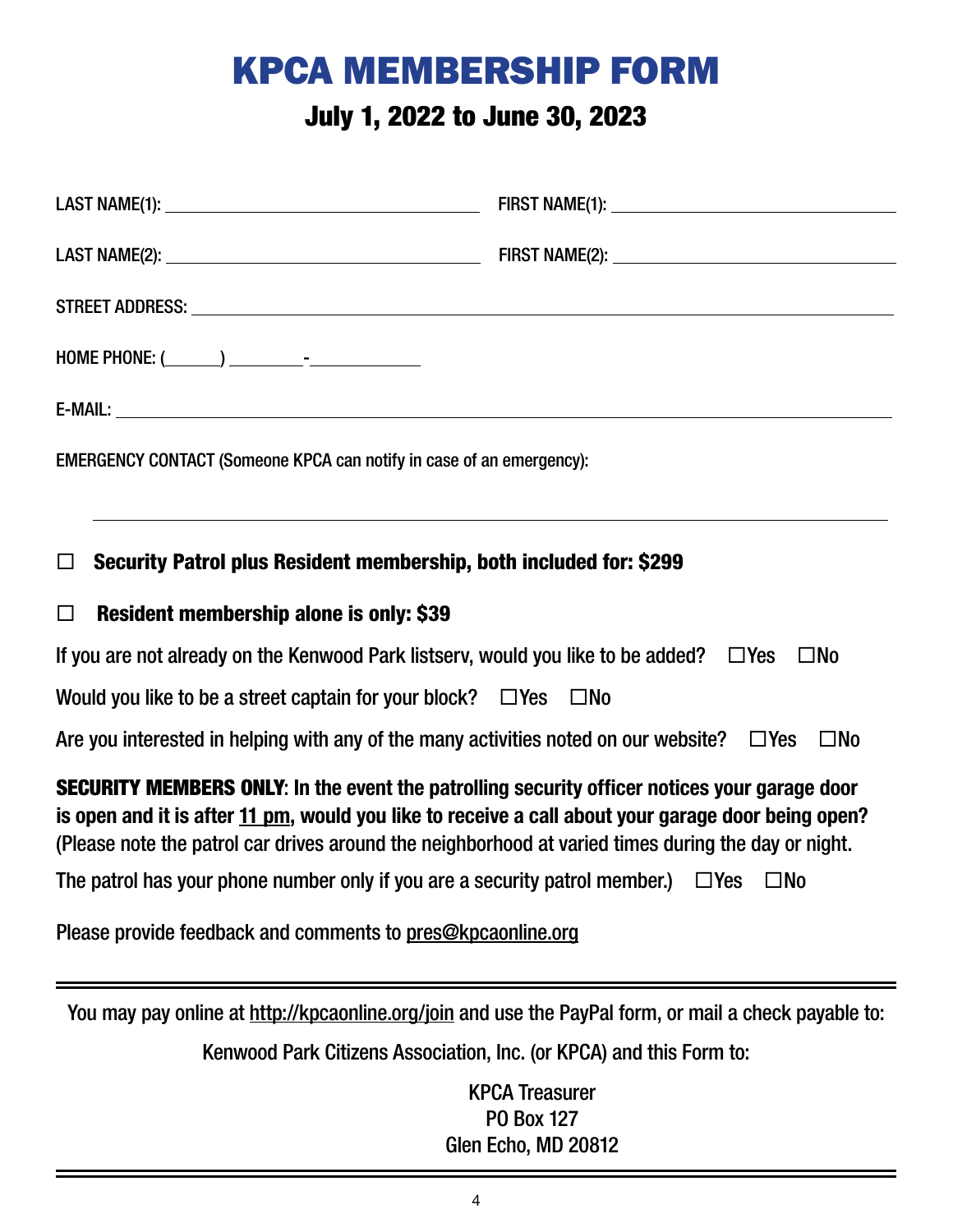# KPCA MEMBERSHIP FORM

## July 1, 2022 to June 30, 2023

LAST NAME(1): ______________________ FIRST NAME(1): ______________________

LAST NAME(2): ______________________ FIRST NAME(2): ______________________

STREET ADDRESS: ____________________________________________

HOME PHONE: (______) ________-__________

E-MAIL: ____________________________________________

EMERGENCY CONTACT (Someone KPCA can notify in case of an emergency):

____________________________________________

☐ **Security Patrol plus Resident membership, both included for: $299**

☐ **Resident membership alone is only: $39**

If you are not already on the Kenwood Park listserv, would you like to be added? ☐Yes ☐No

Would you like to be a street captain for your block? ☐Yes ☐No

Are you interested in helping with any of the many activities noted on our website? ☐Yes ☐No

**SECURITY MEMBERS ONLY: In the event the patrolling security officer notices your garage door is open and it is after 11 pm, would you like to receive a call about your garage door being open?** (Please note the patrol car drives around the neighborhood at varied times during the day or night. The patrol has your phone number only if you are a security patrol member.) ☐Yes ☐No

Please provide feedback and comments to pres@kpcaonline.org

---

You may pay online at http://kpcaonline.org/join and use the PayPal form, or mail a check payable to:

Kenwood Park Citizens Association, Inc. (or KPCA) and this Form to:

KPCA Treasurer
PO Box 127
Glen Echo, MD 20812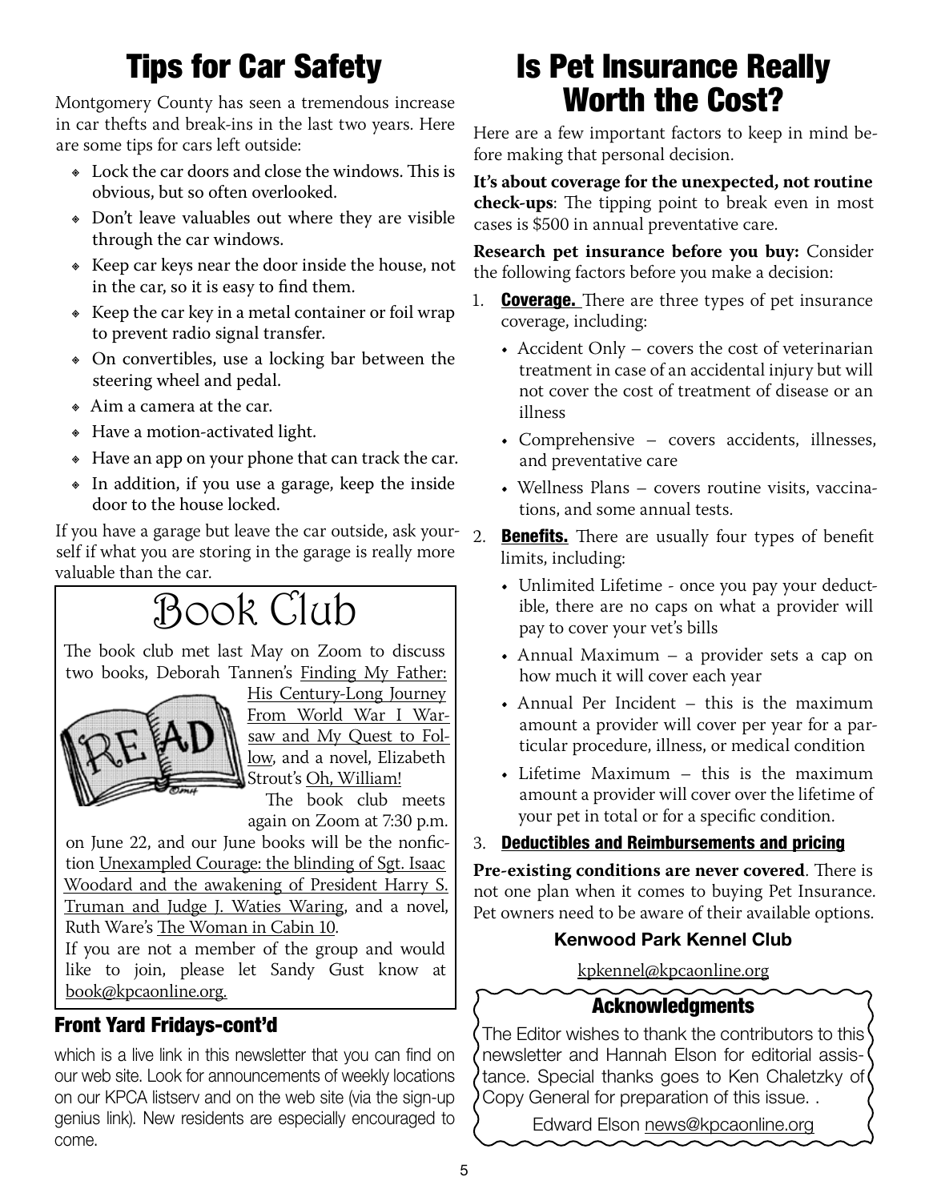## Tips for Car Safety

Montgomery County has seen a tremendous increase in car thefts and break-ins in the last two years. Here are some tips for cars left outside:

- Lock the car doors and close the windows. This is obvious, but so often overlooked.
- Don't leave valuables out where they are visible through the car windows.
- Keep car keys near the door inside the house, not in the car, so it is easy to find them.
- Keep the car key in a metal container or foil wrap to prevent radio signal transfer.
- On convertibles, use a locking bar between the steering wheel and pedal.
- Aim a camera at the car.
- Have a motion-activated light.
- Have an app on your phone that can track the car.
- In addition, if you use a garage, keep the inside door to the house locked.

If you have a garage but leave the car outside, ask yourself if what you are storing in the garage is really more valuable than the car.

## Book Club

The book club met last May on Zoom to discuss two books, Deborah Tannen's Finding My Father: His Century-Long Journey From World War I Warsaw and My Quest to Follow, and a novel, Elizabeth Strout's Oh, William!

The book club meets again on Zoom at 7:30 p.m. on June 22, and our June books will be the nonfiction Unexampled Courage: the blinding of Sgt. Isaac Woodard and the awakening of President Harry S. Truman and Judge J. Waties Waring, and a novel, Ruth Ware's The Woman in Cabin 10.

If you are not a member of the group and would like to join, please let Sandy Gust know at book@kpcaonline.org.

### Front Yard Fridays-cont'd

which is a live link in this newsletter that you can find on our web site. Look for announcements of weekly locations on our KPCA listserv and on the web site (via the sign-up genius link). New residents are especially encouraged to come.

## Is Pet Insurance Really Worth the Cost?

Here are a few important factors to keep in mind before making that personal decision.

**It's about coverage for the unexpected, not routine check-ups**: The tipping point to break even in most cases is $500 in annual preventative care.

**Research pet insurance before you buy:** Consider the following factors before you make a decision:

1. **Coverage.** There are three types of pet insurance coverage, including:
   - Accident Only – covers the cost of veterinarian treatment in case of an accidental injury but will not cover the cost of treatment of disease or an illness
   - Comprehensive – covers accidents, illnesses, and preventative care
   - Wellness Plans – covers routine visits, vaccinations, and some annual tests.
2. **Benefits.** There are usually four types of benefit limits, including:
   - Unlimited Lifetime - once you pay your deductible, there are no caps on what a provider will pay to cover your vet's bills
   - Annual Maximum – a provider sets a cap on how much it will cover each year
   - Annual Per Incident – this is the maximum amount a provider will cover per year for a particular procedure, illness, or medical condition
   - Lifetime Maximum – this is the maximum amount a provider will cover over the lifetime of your pet in total or for a specific condition.
3. **Deductibles and Reimbursements and pricing**

**Pre-existing conditions are never covered**. There is not one plan when it comes to buying Pet Insurance. Pet owners need to be aware of their available options.

**Kenwood Park Kennel Club**

kpkennel@kpcaonline.org

### Acknowledgments

The Editor wishes to thank the contributors to this newsletter and Hannah Elson for editorial assistance. Special thanks goes to Ken Chaletzky of Copy General for preparation of this issue. .

Edward Elson news@kpcaonline.org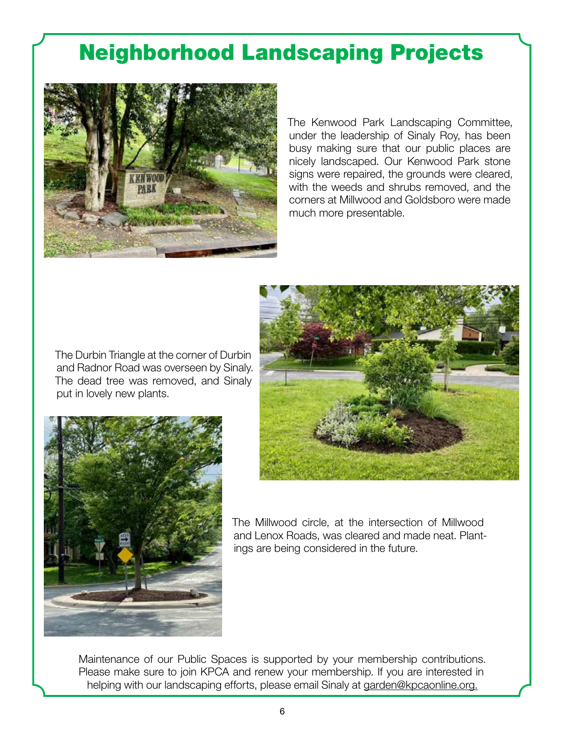# Neighborhood Landscaping Projects

The Kenwood Park Landscaping Committee, under the leadership of Sinaly Roy, has been busy making sure that our public places are nicely landscaped. Our Kenwood Park stone signs were repaired, the grounds were cleared, with the weeds and shrubs removed, and the corners at Millwood and Goldsboro were made much more presentable.

The Durbin Triangle at the corner of Durbin and Radnor Road was overseen by Sinaly. The dead tree was removed, and Sinaly put in lovely new plants.

The Millwood circle, at the intersection of Millwood and Lenox Roads, was cleared and made neat. Plantings are being considered in the future.

Maintenance of our Public Spaces is supported by your membership contributions. Please make sure to join KPCA and renew your membership. If you are interested in helping with our landscaping efforts, please email Sinaly at garden@kpcaonline.org.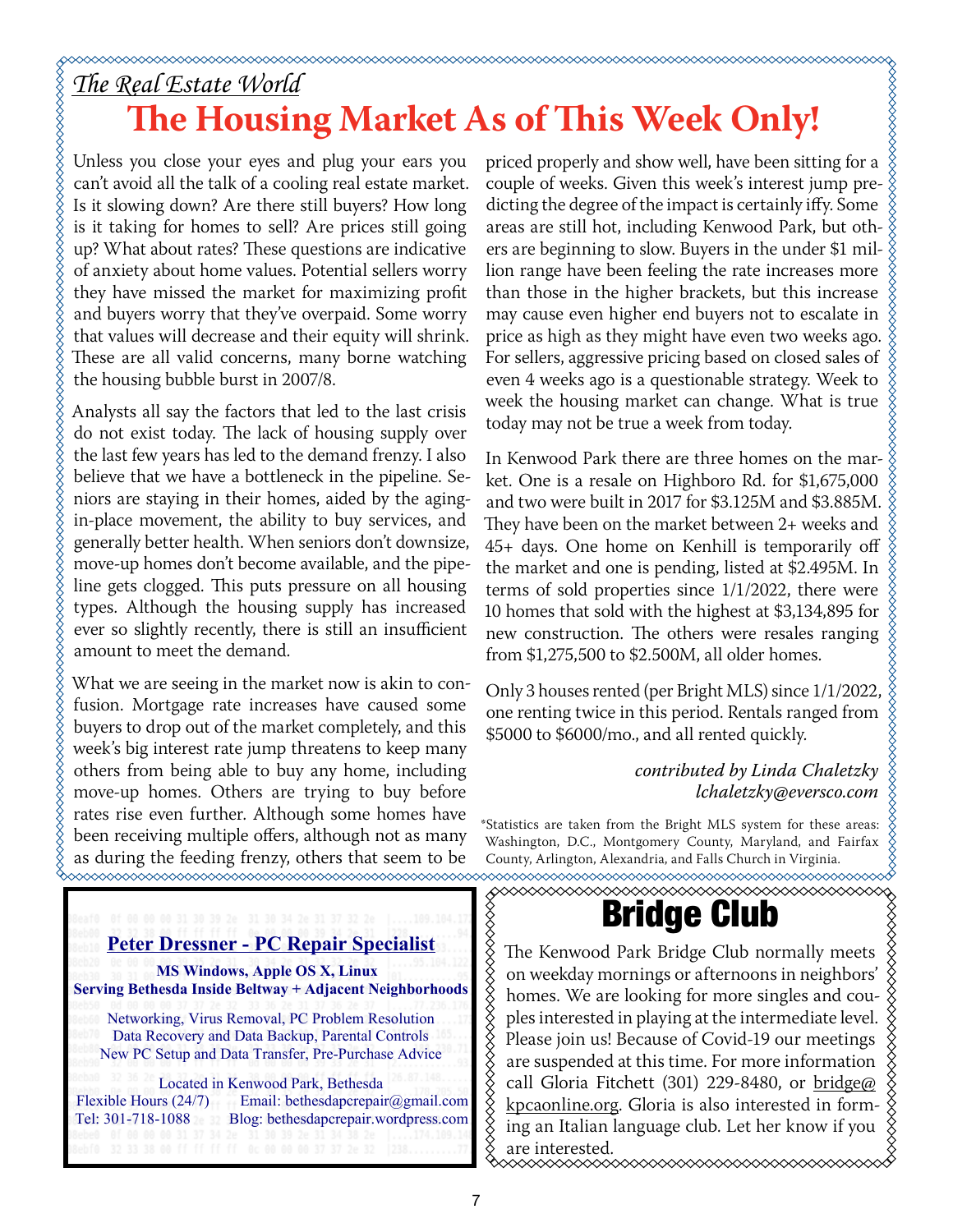*The Real Estate World*

# The Housing Market As of This Week Only!

Unless you close your eyes and plug your ears you can't avoid all the talk of a cooling real estate market. Is it slowing down? Are there still buyers? How long is it taking for homes to sell? Are prices still going up? What about rates? These questions are indicative of anxiety about home values. Potential sellers worry they have missed the market for maximizing profit and buyers worry that they've overpaid. Some worry that values will decrease and their equity will shrink. These are all valid concerns, many borne watching the housing bubble burst in 2007/8.

Analysts all say the factors that led to the last crisis do not exist today. The lack of housing supply over the last few years has led to the demand frenzy. I also believe that we have a bottleneck in the pipeline. Seniors are staying in their homes, aided by the aging-in-place movement, the ability to buy services, and generally better health. When seniors don't downsize, move-up homes don't become available, and the pipeline gets clogged. This puts pressure on all housing types. Although the housing supply has increased ever so slightly recently, there is still an insufficient amount to meet the demand.

What we are seeing in the market now is akin to confusion. Mortgage rate increases have caused some buyers to drop out of the market completely, and this week's big interest rate jump threatens to keep many others from being able to buy any home, including move-up homes. Others are trying to buy before rates rise even further. Although some homes have been receiving multiple offers, although not as many as during the feeding frenzy, others that seem to be priced properly and show well, have been sitting for a couple of weeks. Given this week's interest jump predicting the degree of the impact is certainly iffy. Some areas are still hot, including Kenwood Park, but others are beginning to slow. Buyers in the under $1 million range have been feeling the rate increases more than those in the higher brackets, but this increase may cause even higher end buyers not to escalate in price as high as they might have even two weeks ago. For sellers, aggressive pricing based on closed sales of even 4 weeks ago is a questionable strategy. Week to week the housing market can change. What is true today may not be true a week from today.

In Kenwood Park there are three homes on the market. One is a resale on Highboro Rd. for $1,675,000 and two were built in 2017 for $3.125M and $3.885M. They have been on the market between 2+ weeks and 45+ days. One home on Kenhill is temporarily off the market and one is pending, listed at $2.495M. In terms of sold properties since 1/1/2022, there were 10 homes that sold with the highest at $3,134,895 for new construction. The others were resales ranging from $1,275,500 to $2.500M, all older homes.

Only 3 houses rented (per Bright MLS) since 1/1/2022, one renting twice in this period. Rentals ranged from $5000 to $6000/mo., and all rented quickly.

*contributed by Linda Chaletzky*
*lchaletzky@eversco.com*

*Statistics are taken from the Bright MLS system for these areas: Washington, D.C., Montgomery County, Maryland, and Fairfax County, Arlington, Alexandria, and Falls Church in Virginia.

**Peter Dressner - PC Repair Specialist**

**MS Windows, Apple OS X, Linux**
**Serving Bethesda Inside Beltway + Adjacent Neighborhoods**

Networking, Virus Removal, PC Problem Resolution
Data Recovery and Data Backup, Parental Controls
New PC Setup and Data Transfer, Pre-Purchase Advice

Located in Kenwood Park, Bethesda
Flexible Hours (24/7) Email: bethesdapcrepair@gmail.com
Tel: 301-718-1088 Blog: bethesdapcrepair.wordpress.com

# Bridge Club

The Kenwood Park Bridge Club normally meets on weekday mornings or afternoons in neighbors' homes. We are looking for more singles and couples interested in playing at the intermediate level. Please join us! Because of Covid-19 our meetings are suspended at this time. For more information call Gloria Fitchett (301) 229-8480, or bridge@kpcaonline.org. Gloria is also interested in forming an Italian language club. Let her know if you are interested.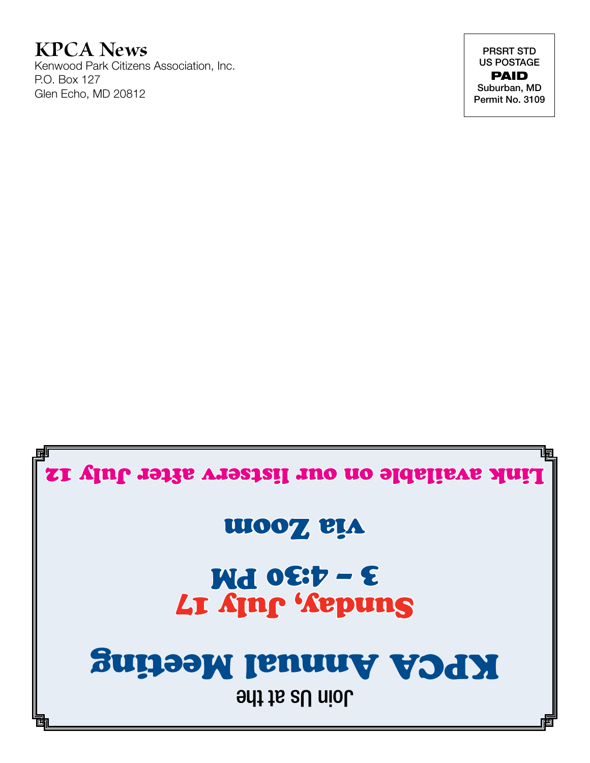**KPCA News**
Kenwood Park Citizens Association, Inc.
P.O. Box 127
Glen Echo, MD 20812

PRSRT STD
US POSTAGE
**PAID**
Suburban, MD
Permit No. 3109

Join Us at the

# KPCA Annual Meeting

**Sunday, July 17**

**3 – 4:30 PM**

**via Zoom**

**Link available on our listserv after July 12**